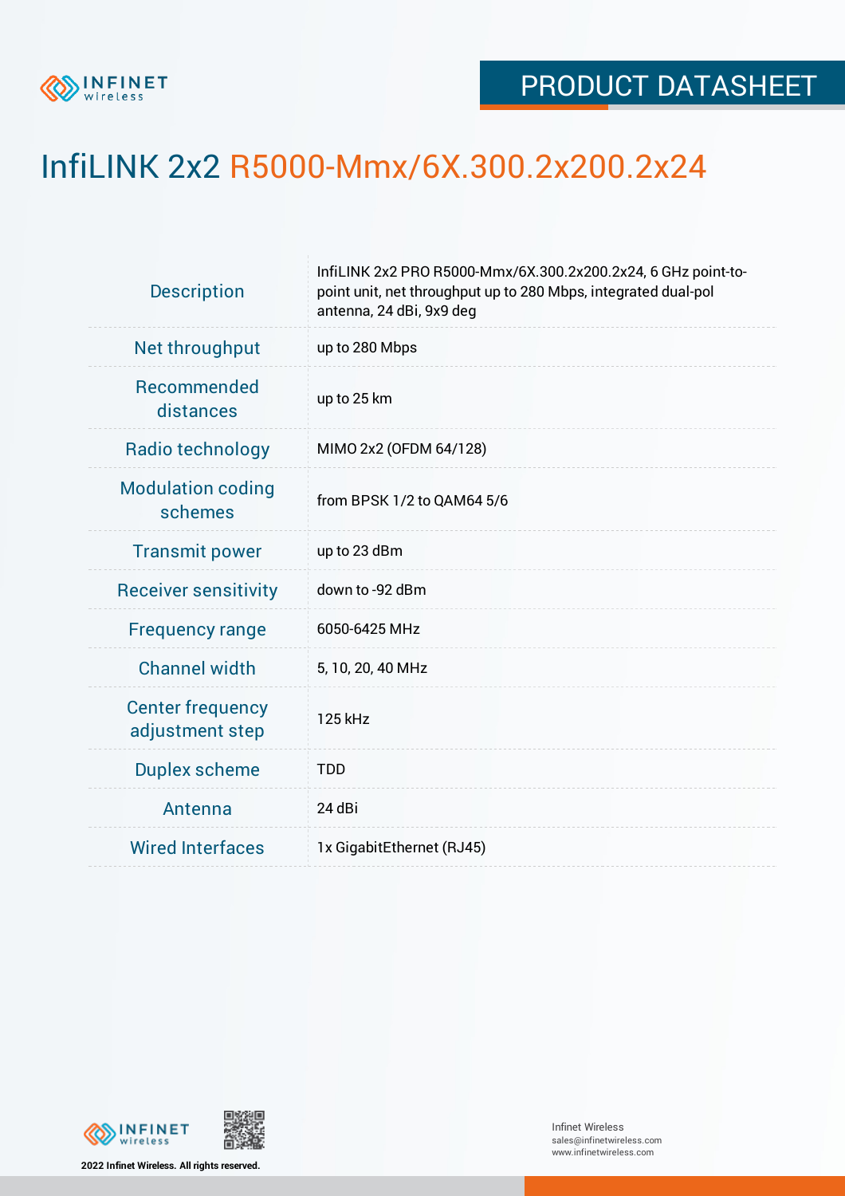PRODUCT DATASHEET

# InfiLINK 2x2 R5000-Mmx/6X.300.2x200.2x24

| | |
|---|---|
| Description | InfiLINK 2x2 PRO R5000-Mmx/6X.300.2x200.2x24, 6 GHz point-to-point unit, net throughput up to 280 Mbps, integrated dual-pol antenna, 24 dBi, 9x9 deg |
| Net throughput | up to 280 Mbps |
| Recommended distances | up to 25 km |
| Radio technology | MIMO 2x2 (OFDM 64/128) |
| Modulation coding schemes | from BPSK 1/2 to QAM64 5/6 |
| Transmit power | up to 23 dBm |
| Receiver sensitivity | down to -92 dBm |
| Frequency range | 6050-6425 MHz |
| Channel width | 5, 10, 20, 40 MHz |
| Center frequency adjustment step | 125 kHz |
| Duplex scheme | TDD |
| Antenna | 24 dBi |
| Wired Interfaces | 1x GigabitEthernet (RJ45) |

2022 Infinet Wireless. All rights reserved.

Infinet Wireless
sales@infinetwireless.com
www.infinetwireless.com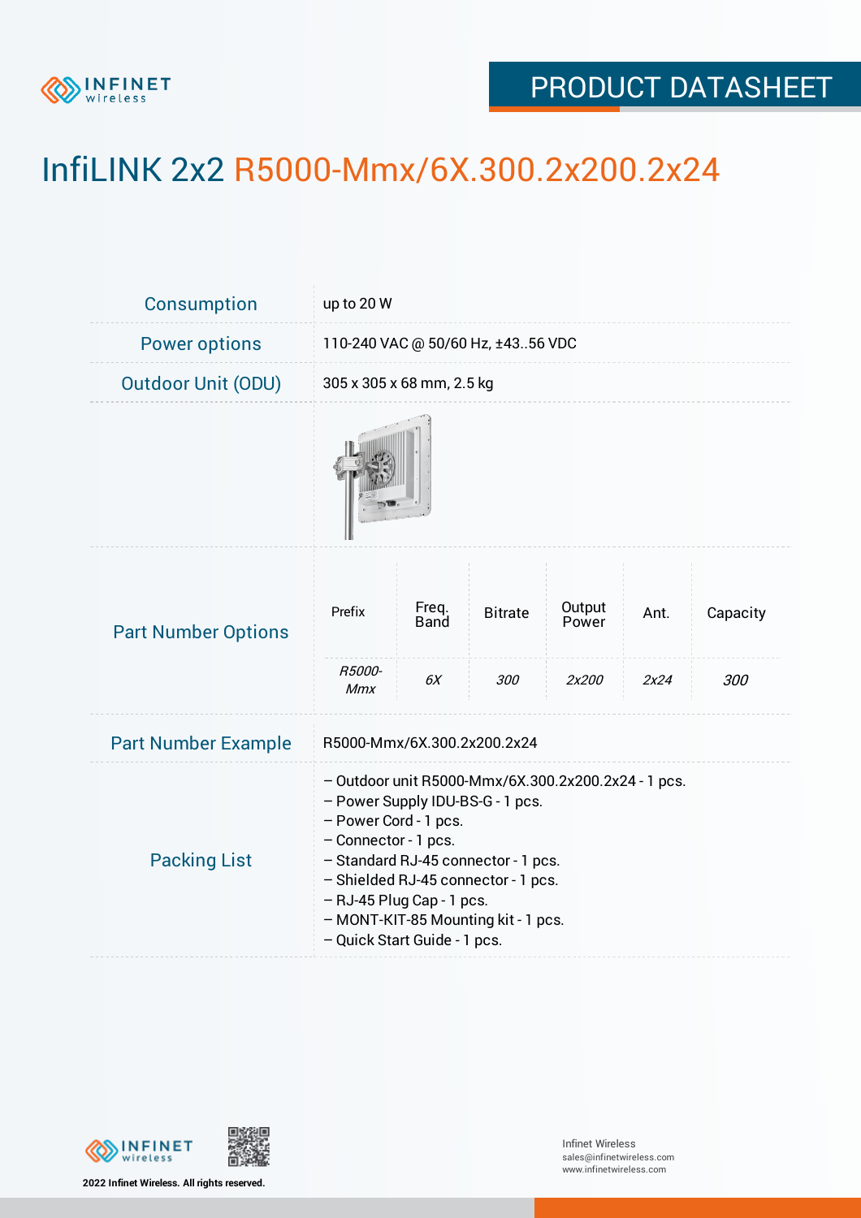# InfiLINK 2x2 R5000-Mmx/6X.300.2x200.2x24

| | |
|---|---|
| Consumption | up to 20 W |
| Power options | 110-240 VAC @ 50/60 Hz, ±43..56 VDC |
| Outdoor Unit (ODU) | 305 x 305 x 68 mm, 2.5 kg |

**Part Number Options**

| Prefix | Freq. Band | Bitrate | Output Power | Ant. | Capacity |
|---|---|---|---|---|---|
| *R5000-Mmx* | *6X* | *300* | *2x200* | *2x24* | *300* |

| | |
|---|---|
| Part Number Example | R5000-Mmx/6X.300.2x200.2x24 |

**Packing List**

- Outdoor unit R5000-Mmx/6X.300.2x200.2x24 - 1 pcs.
- Power Supply IDU-BS-G - 1 pcs.
- Power Cord - 1 pcs.
- Connector - 1 pcs.
- Standard RJ-45 connector - 1 pcs.
- Shielded RJ-45 connector - 1 pcs.
- RJ-45 Plug Cap - 1 pcs.
- MONT-KIT-85 Mounting kit - 1 pcs.
- Quick Start Guide - 1 pcs.

2022 Infinet Wireless. All rights reserved.

Infinet Wireless
sales@infinetwireless.com
www.infinetwireless.com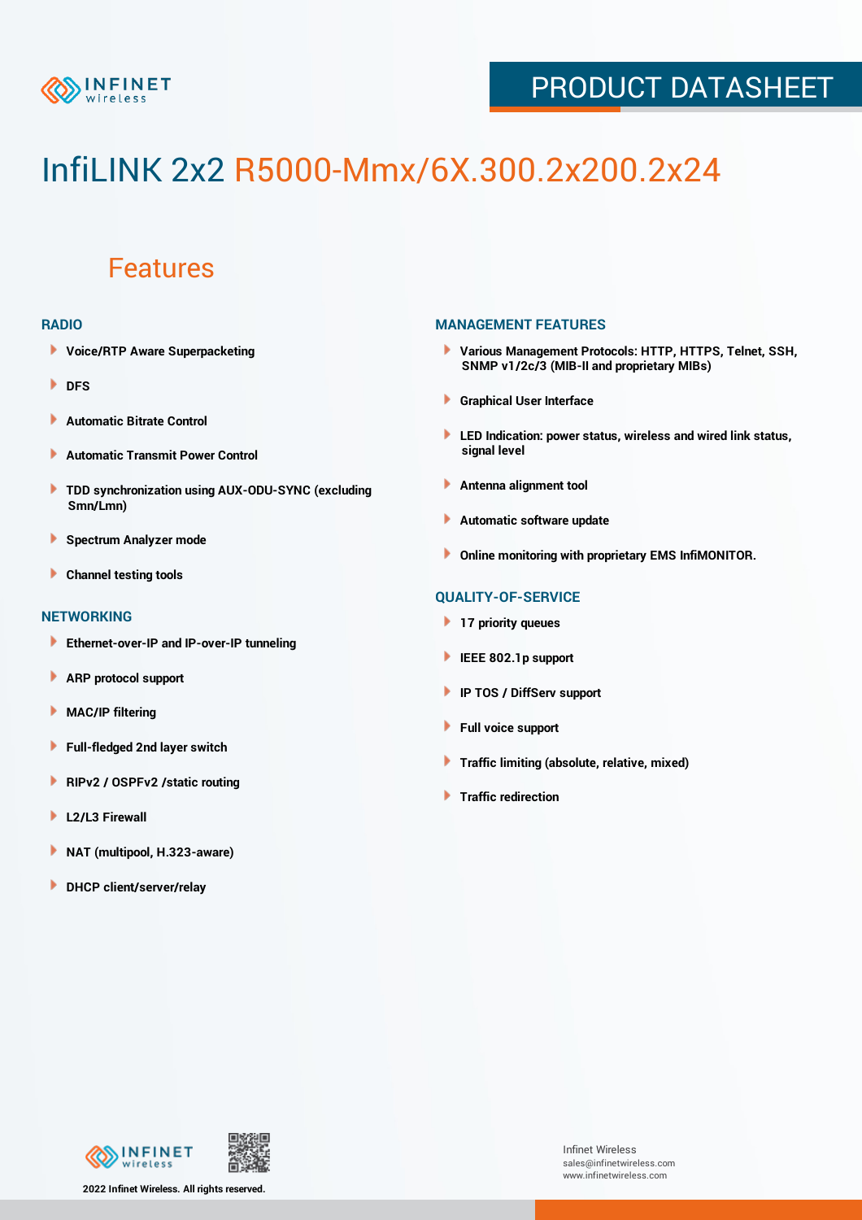# InfiLINK 2x2 R5000-Mmx/6X.300.2x200.2x24

## Features

### RADIO

- Voice/RTP Aware Superpacketing
- DFS
- Automatic Bitrate Control
- Automatic Transmit Power Control
- TDD synchronization using AUX-ODU-SYNC (excluding Smn/Lmn)
- Spectrum Analyzer mode
- Channel testing tools

### NETWORKING

- Ethernet-over-IP and IP-over-IP tunneling
- ARP protocol support
- MAC/IP filtering
- Full-fledged 2nd layer switch
- RIPv2 / OSPFv2 /static routing
- L2/L3 Firewall
- NAT (multipool, H.323-aware)
- DHCP client/server/relay

### MANAGEMENT FEATURES

- Various Management Protocols: HTTP, HTTPS, Telnet, SSH, SNMP v1/2c/3 (MIB-II and proprietary MIBs)
- Graphical User Interface
- LED Indication: power status, wireless and wired link status, signal level
- Antenna alignment tool
- Automatic software update
- Online monitoring with proprietary EMS InfiMONITOR.

### QUALITY-OF-SERVICE

- 17 priority queues
- IEEE 802.1p support
- IP TOS / DiffServ support
- Full voice support
- Traffic limiting (absolute, relative, mixed)
- Traffic redirection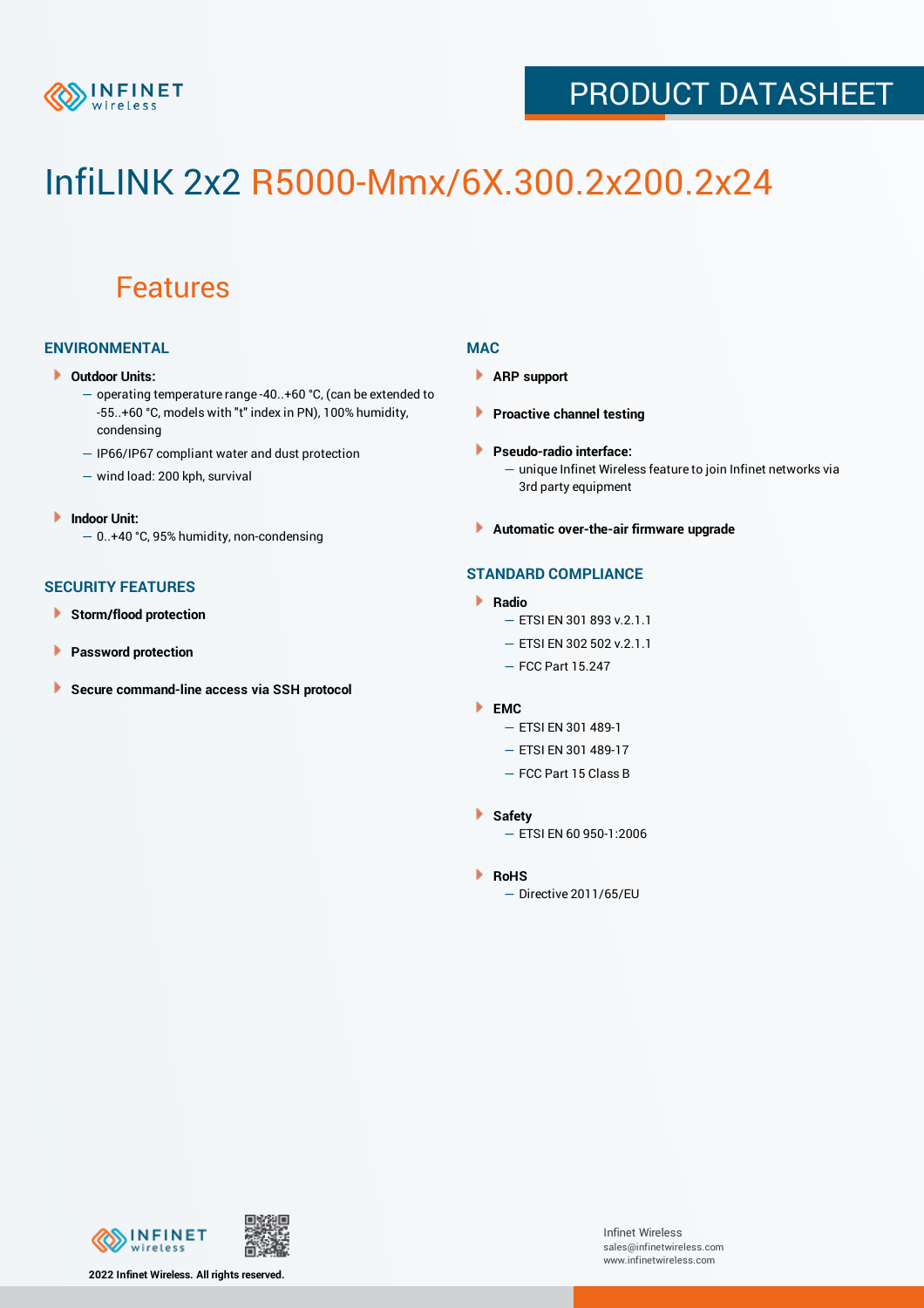# InfiLINK 2x2 R5000-Mmx/6X.300.2x200.2x24

## Features

### ENVIRONMENTAL

- **Outdoor Units:**
  - operating temperature range -40..+60 °C, (can be extended to -55..+60 °C, models with "t" index in PN), 100% humidity, condensing
  - IP66/IP67 compliant water and dust protection
  - wind load: 200 kph, survival
- **Indoor Unit:**
  - 0..+40 °C, 95% humidity, non-condensing

### SECURITY FEATURES

- **Storm/flood protection**
- **Password protection**
- **Secure command-line access via SSH protocol**

### MAC

- **ARP support**
- **Proactive channel testing**
- **Pseudo-radio interface:**
  - unique Infinet Wireless feature to join Infinet networks via 3rd party equipment
- **Automatic over-the-air firmware upgrade**

### STANDARD COMPLIANCE

- **Radio**
  - ETSI EN 301 893 v.2.1.1
  - ETSI EN 302 502 v.2.1.1
  - FCC Part 15.247
- **EMC**
  - ETSI EN 301 489-1
  - ETSI EN 301 489-17
  - FCC Part 15 Class B
- **Safety**
  - ETSI EN 60 950-1:2006
- **RoHS**
  - Directive 2011/65/EU

2022 Infinet Wireless. All rights reserved.

Infinet Wireless
sales@infinetwireless.com
www.infinetwireless.com